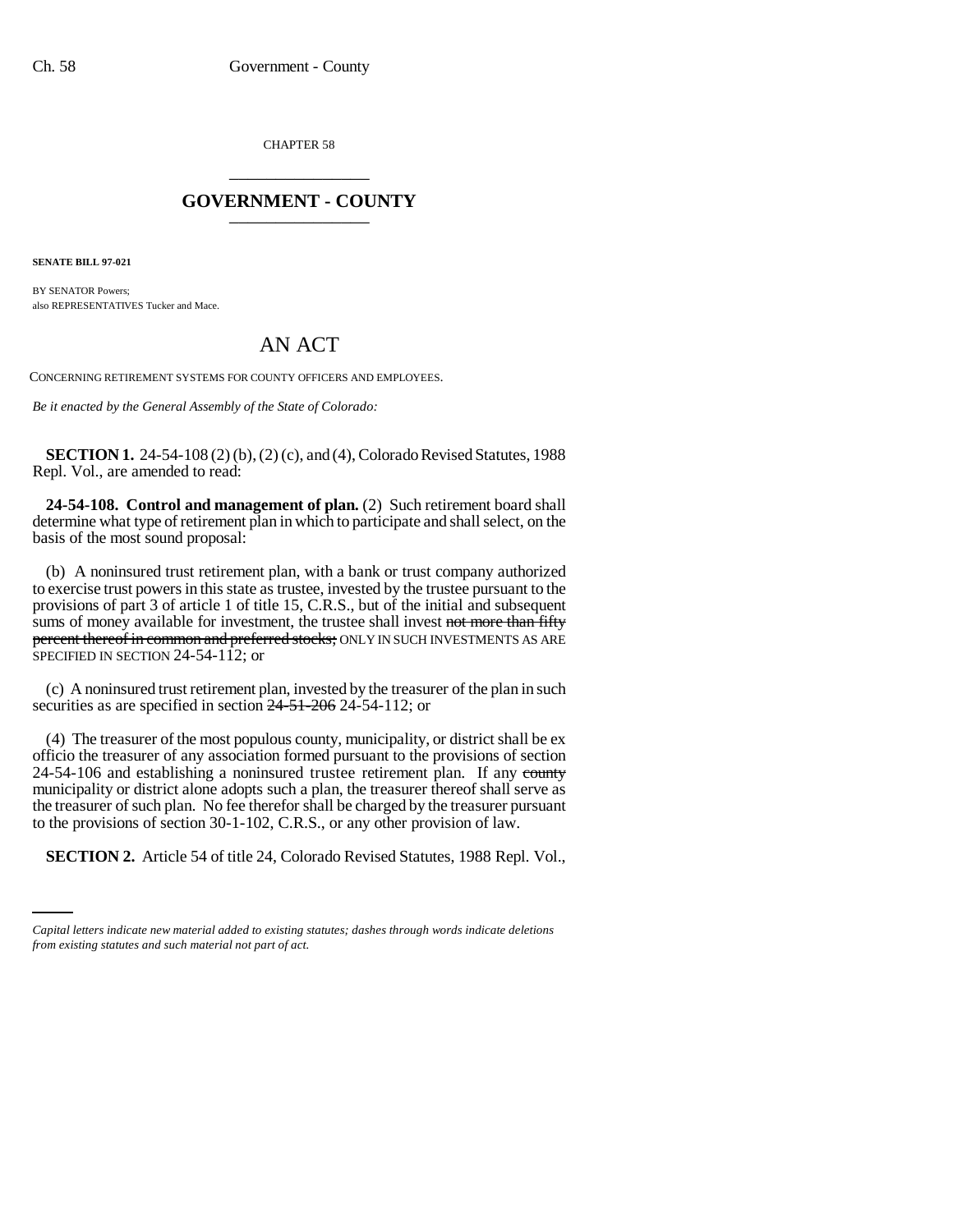CHAPTER 58

## GOVERNMENT - COUNTY

**SENATE BILL 97-021**

BY SENATOR Powers;
also REPRESENTATIVES Tucker and Mace.

# AN ACT

CONCERNING RETIREMENT SYSTEMS FOR COUNTY OFFICERS AND EMPLOYEES.

*Be it enacted by the General Assembly of the State of Colorado:*

**SECTION 1.** 24-54-108 (2) (b), (2) (c), and (4), Colorado Revised Statutes, 1988 Repl. Vol., are amended to read:

**24-54-108. Control and management of plan.** (2) Such retirement board shall determine what type of retirement plan in which to participate and shall select, on the basis of the most sound proposal:

(b) A noninsured trust retirement plan, with a bank or trust company authorized to exercise trust powers in this state as trustee, invested by the trustee pursuant to the provisions of part 3 of article 1 of title 15, C.R.S., but of the initial and subsequent sums of money available for investment, the trustee shall invest ~~not more than fifty percent thereof in common and preferred stocks;~~ ONLY IN SUCH INVESTMENTS AS ARE SPECIFIED IN SECTION 24-54-112; or

(c) A noninsured trust retirement plan, invested by the treasurer of the plan in such securities as are specified in section ~~24-51-206~~ 24-54-112; or

(4) The treasurer of the most populous county, municipality, or district shall be ex officio the treasurer of any association formed pursuant to the provisions of section 24-54-106 and establishing a noninsured trustee retirement plan. If any ~~county~~ municipality or district alone adopts such a plan, the treasurer thereof shall serve as the treasurer of such plan. No fee therefor shall be charged by the treasurer pursuant to the provisions of section 30-1-102, C.R.S., or any other provision of law.

**SECTION 2.** Article 54 of title 24, Colorado Revised Statutes, 1988 Repl. Vol.,

*Capital letters indicate new material added to existing statutes; dashes through words indicate deletions from existing statutes and such material not part of act.*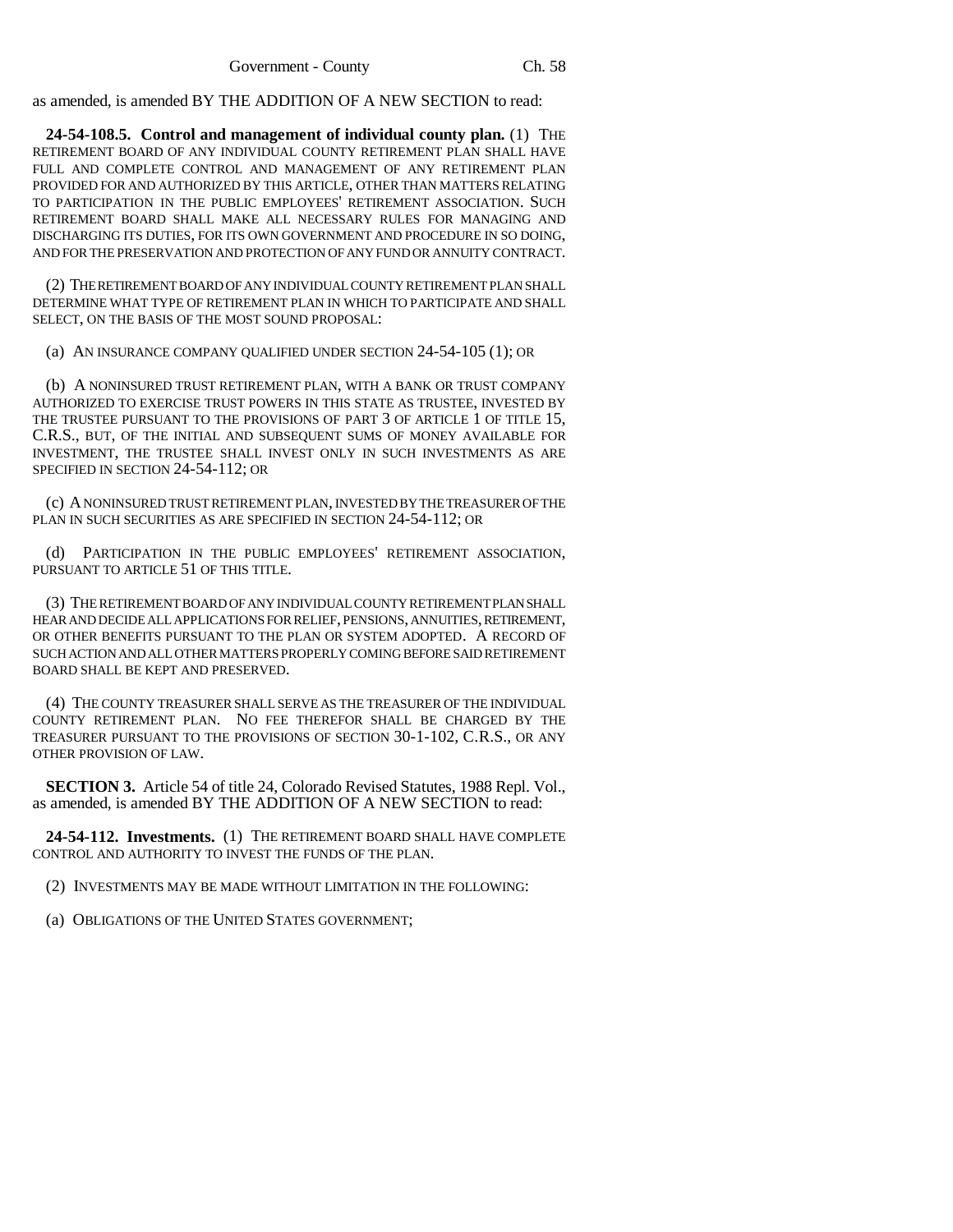as amended, is amended BY THE ADDITION OF A NEW SECTION to read:

**24-54-108.5. Control and management of individual county plan.** (1) THE RETIREMENT BOARD OF ANY INDIVIDUAL COUNTY RETIREMENT PLAN SHALL HAVE FULL AND COMPLETE CONTROL AND MANAGEMENT OF ANY RETIREMENT PLAN PROVIDED FOR AND AUTHORIZED BY THIS ARTICLE, OTHER THAN MATTERS RELATING TO PARTICIPATION IN THE PUBLIC EMPLOYEES' RETIREMENT ASSOCIATION. SUCH RETIREMENT BOARD SHALL MAKE ALL NECESSARY RULES FOR MANAGING AND DISCHARGING ITS DUTIES, FOR ITS OWN GOVERNMENT AND PROCEDURE IN SO DOING, AND FOR THE PRESERVATION AND PROTECTION OF ANY FUND OR ANNUITY CONTRACT.

(2) THE RETIREMENT BOARD OF ANY INDIVIDUAL COUNTY RETIREMENT PLAN SHALL DETERMINE WHAT TYPE OF RETIREMENT PLAN IN WHICH TO PARTICIPATE AND SHALL SELECT, ON THE BASIS OF THE MOST SOUND PROPOSAL:

(a) AN INSURANCE COMPANY QUALIFIED UNDER SECTION 24-54-105 (1); OR

(b) A NONINSURED TRUST RETIREMENT PLAN, WITH A BANK OR TRUST COMPANY AUTHORIZED TO EXERCISE TRUST POWERS IN THIS STATE AS TRUSTEE, INVESTED BY THE TRUSTEE PURSUANT TO THE PROVISIONS OF PART 3 OF ARTICLE 1 OF TITLE 15, C.R.S., BUT, OF THE INITIAL AND SUBSEQUENT SUMS OF MONEY AVAILABLE FOR INVESTMENT, THE TRUSTEE SHALL INVEST ONLY IN SUCH INVESTMENTS AS ARE SPECIFIED IN SECTION 24-54-112; OR

(c) A NONINSURED TRUST RETIREMENT PLAN, INVESTED BY THE TREASURER OF THE PLAN IN SUCH SECURITIES AS ARE SPECIFIED IN SECTION 24-54-112; OR

(d) PARTICIPATION IN THE PUBLIC EMPLOYEES' RETIREMENT ASSOCIATION, PURSUANT TO ARTICLE 51 OF THIS TITLE.

(3) THE RETIREMENT BOARD OF ANY INDIVIDUAL COUNTY RETIREMENT PLAN SHALL HEAR AND DECIDE ALL APPLICATIONS FOR RELIEF, PENSIONS, ANNUITIES, RETIREMENT, OR OTHER BENEFITS PURSUANT TO THE PLAN OR SYSTEM ADOPTED. A RECORD OF SUCH ACTION AND ALL OTHER MATTERS PROPERLY COMING BEFORE SAID RETIREMENT BOARD SHALL BE KEPT AND PRESERVED.

(4) THE COUNTY TREASURER SHALL SERVE AS THE TREASURER OF THE INDIVIDUAL COUNTY RETIREMENT PLAN. NO FEE THEREFOR SHALL BE CHARGED BY THE TREASURER PURSUANT TO THE PROVISIONS OF SECTION 30-1-102, C.R.S., OR ANY OTHER PROVISION OF LAW.

**SECTION 3.** Article 54 of title 24, Colorado Revised Statutes, 1988 Repl. Vol., as amended, is amended BY THE ADDITION OF A NEW SECTION to read:

**24-54-112. Investments.** (1) THE RETIREMENT BOARD SHALL HAVE COMPLETE CONTROL AND AUTHORITY TO INVEST THE FUNDS OF THE PLAN.

(2) INVESTMENTS MAY BE MADE WITHOUT LIMITATION IN THE FOLLOWING:

(a) OBLIGATIONS OF THE UNITED STATES GOVERNMENT;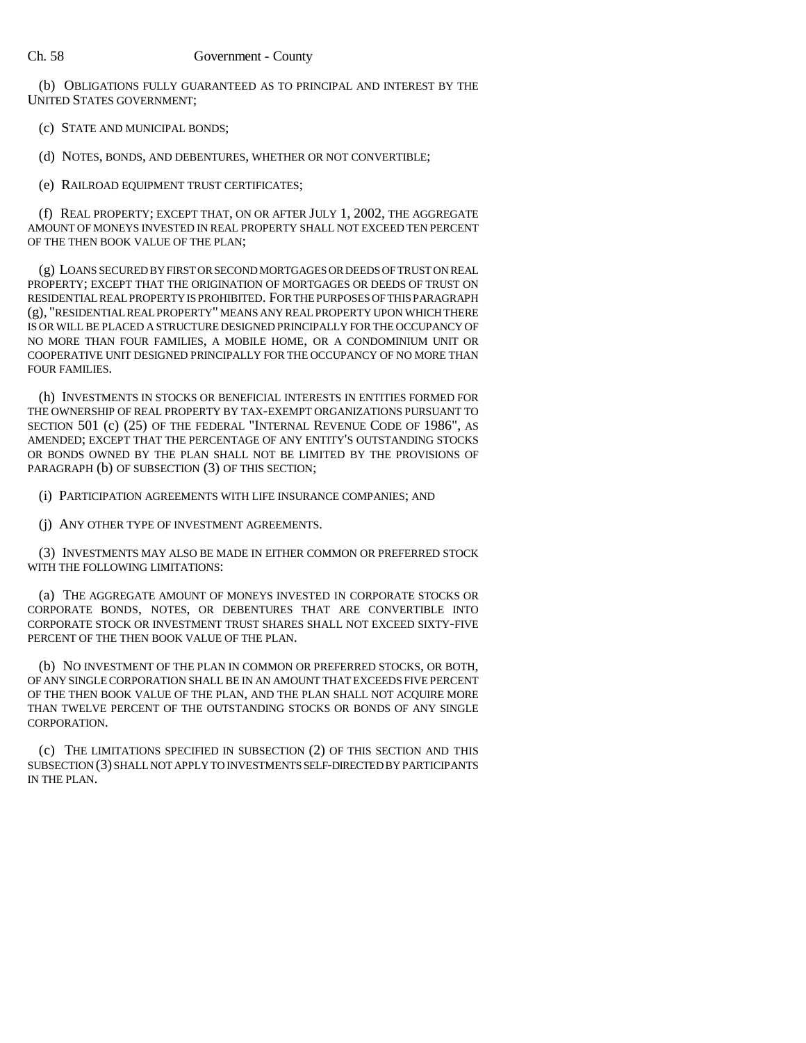(b) OBLIGATIONS FULLY GUARANTEED AS TO PRINCIPAL AND INTEREST BY THE UNITED STATES GOVERNMENT;

(c) STATE AND MUNICIPAL BONDS;

(d) NOTES, BONDS, AND DEBENTURES, WHETHER OR NOT CONVERTIBLE;

(e) RAILROAD EQUIPMENT TRUST CERTIFICATES;

(f) REAL PROPERTY; EXCEPT THAT, ON OR AFTER JULY 1, 2002, THE AGGREGATE AMOUNT OF MONEYS INVESTED IN REAL PROPERTY SHALL NOT EXCEED TEN PERCENT OF THE THEN BOOK VALUE OF THE PLAN;

(g) LOANS SECURED BY FIRST OR SECOND MORTGAGES OR DEEDS OF TRUST ON REAL PROPERTY; EXCEPT THAT THE ORIGINATION OF MORTGAGES OR DEEDS OF TRUST ON RESIDENTIAL REAL PROPERTY IS PROHIBITED. FOR THE PURPOSES OF THIS PARAGRAPH (g), "RESIDENTIAL REAL PROPERTY" MEANS ANY REAL PROPERTY UPON WHICH THERE IS OR WILL BE PLACED A STRUCTURE DESIGNED PRINCIPALLY FOR THE OCCUPANCY OF NO MORE THAN FOUR FAMILIES, A MOBILE HOME, OR A CONDOMINIUM UNIT OR COOPERATIVE UNIT DESIGNED PRINCIPALLY FOR THE OCCUPANCY OF NO MORE THAN FOUR FAMILIES.

(h) INVESTMENTS IN STOCKS OR BENEFICIAL INTERESTS IN ENTITIES FORMED FOR THE OWNERSHIP OF REAL PROPERTY BY TAX-EXEMPT ORGANIZATIONS PURSUANT TO SECTION 501 (c) (25) OF THE FEDERAL "INTERNAL REVENUE CODE OF 1986", AS AMENDED; EXCEPT THAT THE PERCENTAGE OF ANY ENTITY'S OUTSTANDING STOCKS OR BONDS OWNED BY THE PLAN SHALL NOT BE LIMITED BY THE PROVISIONS OF PARAGRAPH (b) OF SUBSECTION (3) OF THIS SECTION;

(i) PARTICIPATION AGREEMENTS WITH LIFE INSURANCE COMPANIES; AND

(j) ANY OTHER TYPE OF INVESTMENT AGREEMENTS.

(3) INVESTMENTS MAY ALSO BE MADE IN EITHER COMMON OR PREFERRED STOCK WITH THE FOLLOWING LIMITATIONS:

(a) THE AGGREGATE AMOUNT OF MONEYS INVESTED IN CORPORATE STOCKS OR CORPORATE BONDS, NOTES, OR DEBENTURES THAT ARE CONVERTIBLE INTO CORPORATE STOCK OR INVESTMENT TRUST SHARES SHALL NOT EXCEED SIXTY-FIVE PERCENT OF THE THEN BOOK VALUE OF THE PLAN.

(b) NO INVESTMENT OF THE PLAN IN COMMON OR PREFERRED STOCKS, OR BOTH, OF ANY SINGLE CORPORATION SHALL BE IN AN AMOUNT THAT EXCEEDS FIVE PERCENT OF THE THEN BOOK VALUE OF THE PLAN, AND THE PLAN SHALL NOT ACQUIRE MORE THAN TWELVE PERCENT OF THE OUTSTANDING STOCKS OR BONDS OF ANY SINGLE CORPORATION.

(c) THE LIMITATIONS SPECIFIED IN SUBSECTION (2) OF THIS SECTION AND THIS SUBSECTION (3) SHALL NOT APPLY TO INVESTMENTS SELF-DIRECTED BY PARTICIPANTS IN THE PLAN.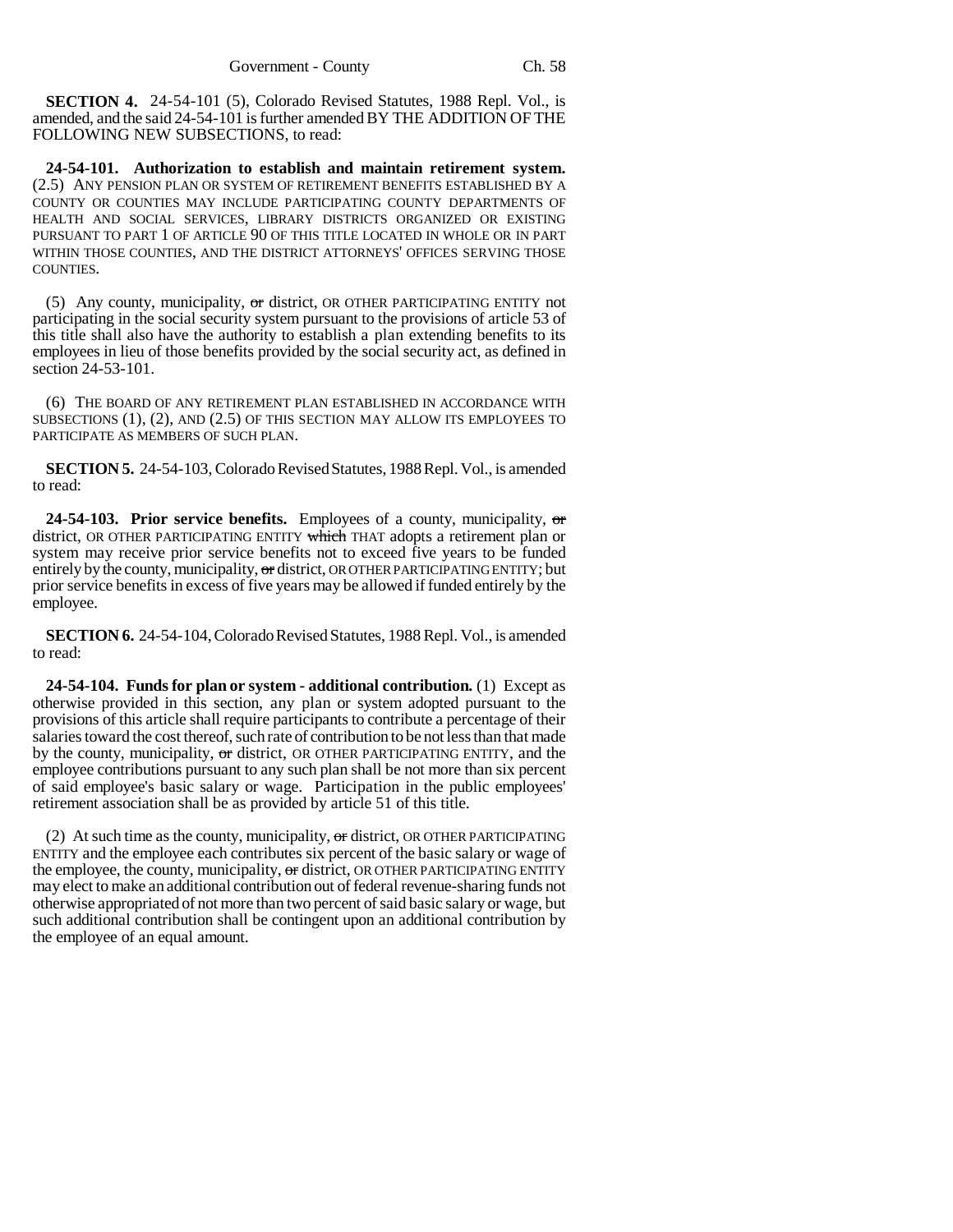**SECTION 4.** 24-54-101 (5), Colorado Revised Statutes, 1988 Repl. Vol., is amended, and the said 24-54-101 is further amended BY THE ADDITION OF THE FOLLOWING NEW SUBSECTIONS, to read:

**24-54-101. Authorization to establish and maintain retirement system.** (2.5) ANY PENSION PLAN OR SYSTEM OF RETIREMENT BENEFITS ESTABLISHED BY A COUNTY OR COUNTIES MAY INCLUDE PARTICIPATING COUNTY DEPARTMENTS OF HEALTH AND SOCIAL SERVICES, LIBRARY DISTRICTS ORGANIZED OR EXISTING PURSUANT TO PART 1 OF ARTICLE 90 OF THIS TITLE LOCATED IN WHOLE OR IN PART WITHIN THOSE COUNTIES, AND THE DISTRICT ATTORNEYS' OFFICES SERVING THOSE COUNTIES.

(5) Any county, municipality, ~~or~~ district, OR OTHER PARTICIPATING ENTITY not participating in the social security system pursuant to the provisions of article 53 of this title shall also have the authority to establish a plan extending benefits to its employees in lieu of those benefits provided by the social security act, as defined in section 24-53-101.

(6) THE BOARD OF ANY RETIREMENT PLAN ESTABLISHED IN ACCORDANCE WITH SUBSECTIONS (1), (2), AND (2.5) OF THIS SECTION MAY ALLOW ITS EMPLOYEES TO PARTICIPATE AS MEMBERS OF SUCH PLAN.

**SECTION 5.** 24-54-103, Colorado Revised Statutes, 1988 Repl. Vol., is amended to read:

**24-54-103. Prior service benefits.** Employees of a county, municipality, ~~or~~ district, OR OTHER PARTICIPATING ENTITY ~~which~~ THAT adopts a retirement plan or system may receive prior service benefits not to exceed five years to be funded entirely by the county, municipality, ~~or~~ district, OR OTHER PARTICIPATING ENTITY; but prior service benefits in excess of five years may be allowed if funded entirely by the employee.

**SECTION 6.** 24-54-104, Colorado Revised Statutes, 1988 Repl. Vol., is amended to read:

**24-54-104. Funds for plan or system - additional contribution.** (1) Except as otherwise provided in this section, any plan or system adopted pursuant to the provisions of this article shall require participants to contribute a percentage of their salaries toward the cost thereof, such rate of contribution to be not less than that made by the county, municipality, ~~or~~ district, OR OTHER PARTICIPATING ENTITY, and the employee contributions pursuant to any such plan shall be not more than six percent of said employee's basic salary or wage. Participation in the public employees' retirement association shall be as provided by article 51 of this title.

(2) At such time as the county, municipality, ~~or~~ district, OR OTHER PARTICIPATING ENTITY and the employee each contributes six percent of the basic salary or wage of the employee, the county, municipality, ~~or~~ district, OR OTHER PARTICIPATING ENTITY may elect to make an additional contribution out of federal revenue-sharing funds not otherwise appropriated of not more than two percent of said basic salary or wage, but such additional contribution shall be contingent upon an additional contribution by the employee of an equal amount.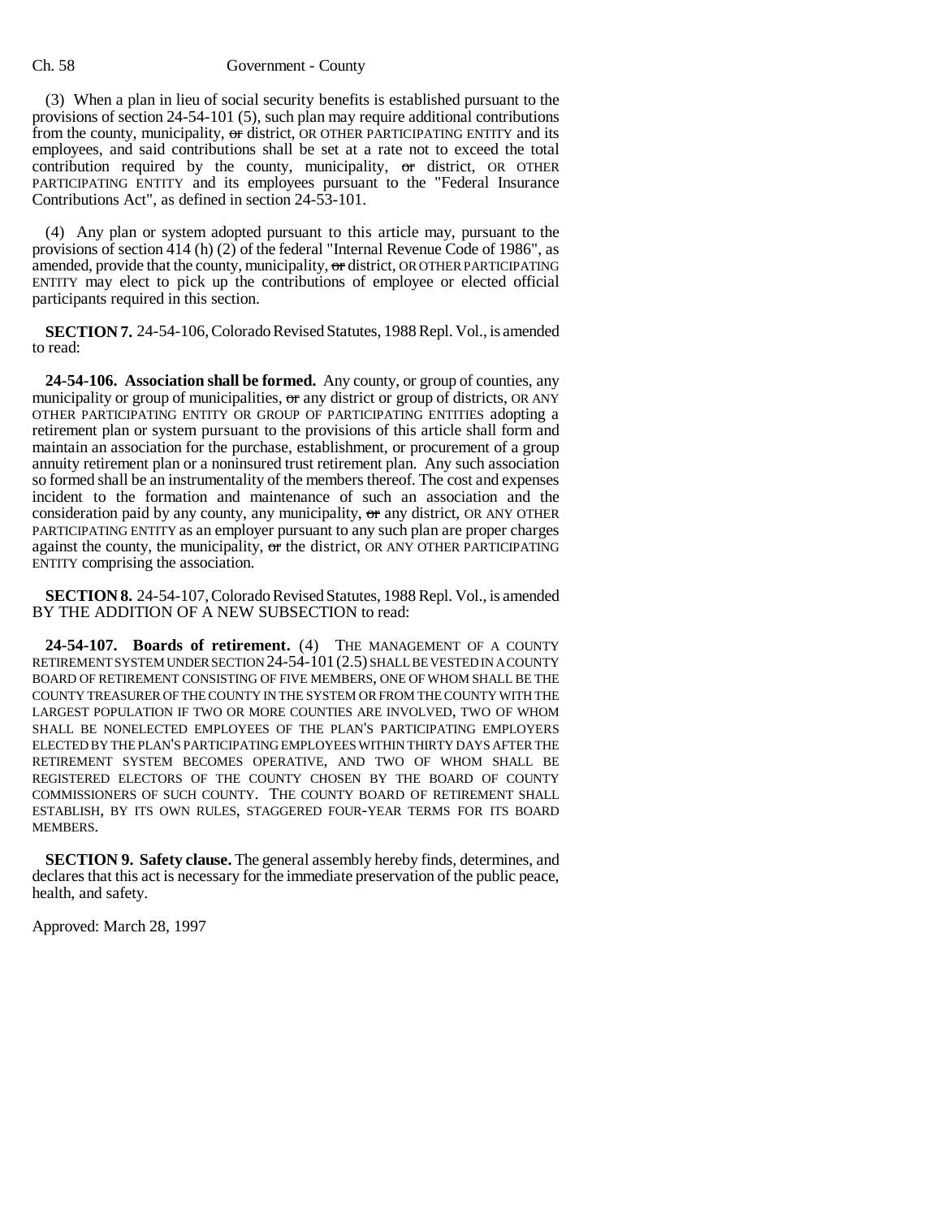(3) When a plan in lieu of social security benefits is established pursuant to the provisions of section 24-54-101 (5), such plan may require additional contributions from the county, municipality, or district, OR OTHER PARTICIPATING ENTITY and its employees, and said contributions shall be set at a rate not to exceed the total contribution required by the county, municipality, or district, OR OTHER PARTICIPATING ENTITY and its employees pursuant to the "Federal Insurance Contributions Act", as defined in section 24-53-101.

(4) Any plan or system adopted pursuant to this article may, pursuant to the provisions of section 414 (h) (2) of the federal "Internal Revenue Code of 1986", as amended, provide that the county, municipality, or district, OR OTHER PARTICIPATING ENTITY may elect to pick up the contributions of employee or elected official participants required in this section.

**SECTION 7.** 24-54-106, Colorado Revised Statutes, 1988 Repl. Vol., is amended to read:

**24-54-106. Association shall be formed.** Any county, or group of counties, any municipality or group of municipalities, or any district or group of districts, OR ANY OTHER PARTICIPATING ENTITY OR GROUP OF PARTICIPATING ENTITIES adopting a retirement plan or system pursuant to the provisions of this article shall form and maintain an association for the purchase, establishment, or procurement of a group annuity retirement plan or a noninsured trust retirement plan. Any such association so formed shall be an instrumentality of the members thereof. The cost and expenses incident to the formation and maintenance of such an association and the consideration paid by any county, any municipality, or any district, OR ANY OTHER PARTICIPATING ENTITY as an employer pursuant to any such plan are proper charges against the county, the municipality, or the district, OR ANY OTHER PARTICIPATING ENTITY comprising the association.

**SECTION 8.** 24-54-107, Colorado Revised Statutes, 1988 Repl. Vol., is amended BY THE ADDITION OF A NEW SUBSECTION to read:

**24-54-107. Boards of retirement.** (4) THE MANAGEMENT OF A COUNTY RETIREMENT SYSTEM UNDER SECTION 24-54-101 (2.5) SHALL BE VESTED IN A COUNTY BOARD OF RETIREMENT CONSISTING OF FIVE MEMBERS, ONE OF WHOM SHALL BE THE COUNTY TREASURER OF THE COUNTY IN THE SYSTEM OR FROM THE COUNTY WITH THE LARGEST POPULATION IF TWO OR MORE COUNTIES ARE INVOLVED, TWO OF WHOM SHALL BE NONELECTED EMPLOYEES OF THE PLAN'S PARTICIPATING EMPLOYERS ELECTED BY THE PLAN'S PARTICIPATING EMPLOYEES WITHIN THIRTY DAYS AFTER THE RETIREMENT SYSTEM BECOMES OPERATIVE, AND TWO OF WHOM SHALL BE REGISTERED ELECTORS OF THE COUNTY CHOSEN BY THE BOARD OF COUNTY COMMISSIONERS OF SUCH COUNTY. THE COUNTY BOARD OF RETIREMENT SHALL ESTABLISH, BY ITS OWN RULES, STAGGERED FOUR-YEAR TERMS FOR ITS BOARD MEMBERS.

**SECTION 9. Safety clause.** The general assembly hereby finds, determines, and declares that this act is necessary for the immediate preservation of the public peace, health, and safety.

Approved: March 28, 1997